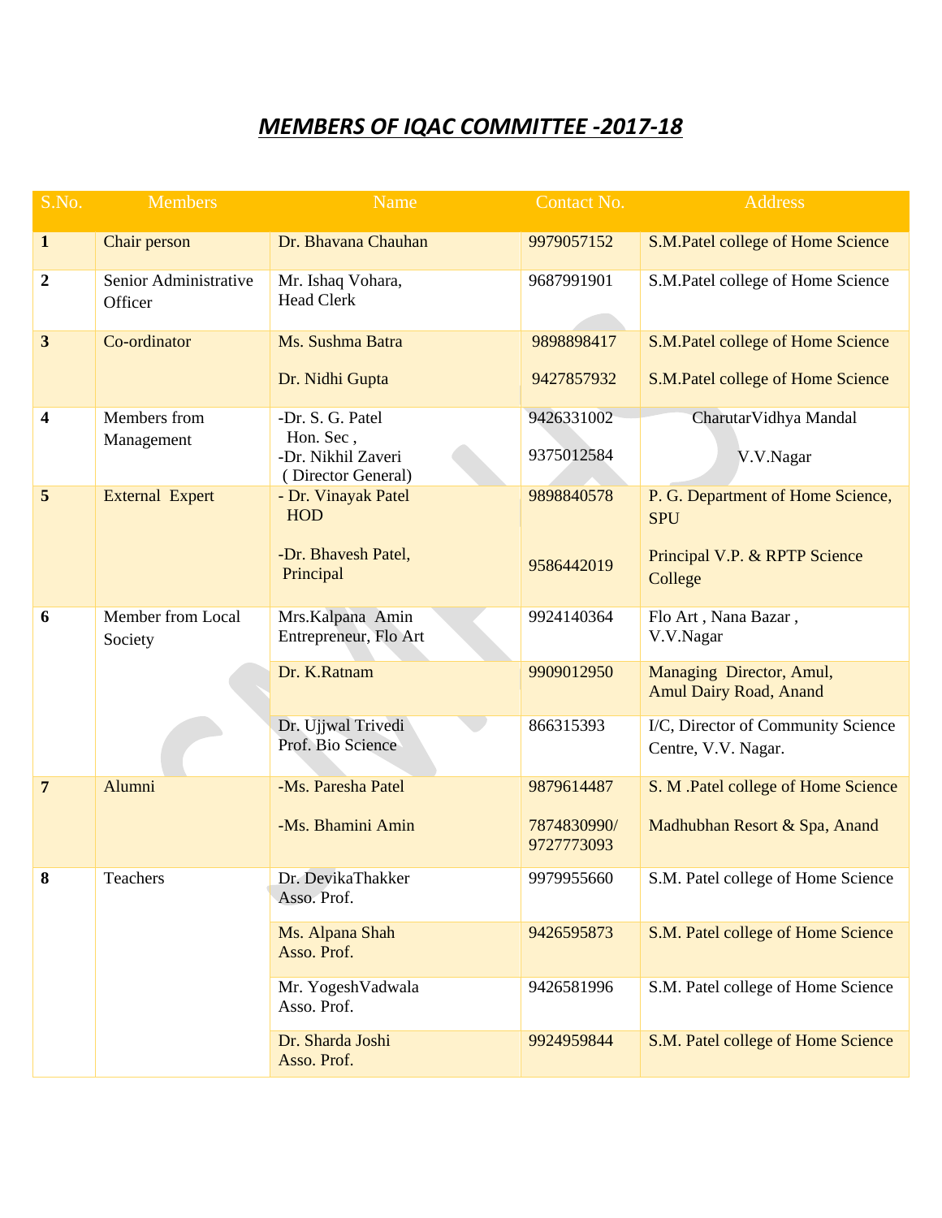# *MEMBERS OF IQAC COMMITTEE -2017-18*

| S.No. | Members | Name | Contact No. | Address |
|---|---|---|---|---|
| **1** | Chair person | Dr. Bhavana Chauhan | 9979057152 | S.M.Patel college of Home Science |
| **2** | Senior Administrative Officer | Mr. Ishaq Vohara, Head Clerk | 9687991901 | S.M.Patel college of Home Science |
| **3** | Co-ordinator | Ms. Sushma Batra<br>Dr. Nidhi Gupta | 9898898417<br>9427857932 | S.M.Patel college of Home Science<br>S.M.Patel college of Home Science |
| **4** | Members from Management | -Dr. S. G. Patel Hon. Sec ,<br>-Dr. Nikhil Zaveri ( Director General) | 9426331002<br>9375012584 | CharutarVidhya Mandal<br>V.V.Nagar |
| **5** | External Expert | - Dr. Vinayak Patel HOD<br>-Dr. Bhavesh Patel, Principal | 9898840578<br>9586442019 | P. G. Department of Home Science, SPU<br>Principal V.P. & RPTP Science College |
| **6** | Member from Local Society | Mrs.Kalpana Amin Entrepreneur, Flo Art | 9924140364 | Flo Art , Nana Bazar , V.V.Nagar |
| | | Dr. K.Ratnam | 9909012950 | Managing Director, Amul, Amul Dairy Road, Anand |
| | | Dr. Ujjwal Trivedi Prof. Bio Science | 866315393 | I/C, Director of Community Science Centre, V.V. Nagar. |
| **7** | Alumni | -Ms. Paresha Patel<br>-Ms. Bhamini Amin | 9879614487<br>7874830990/ 9727773093 | S. M .Patel college of Home Science<br>Madhubhan Resort & Spa, Anand |
| **8** | Teachers | Dr. DevikaThakker Asso. Prof. | 9979955660 | S.M. Patel college of Home Science |
| | | Ms. Alpana Shah Asso. Prof. | 9426595873 | S.M. Patel college of Home Science |
| | | Mr. YogeshVadwala Asso. Prof. | 9426581996 | S.M. Patel college of Home Science |
| | | Dr. Sharda Joshi Asso. Prof. | 9924959844 | S.M. Patel college of Home Science |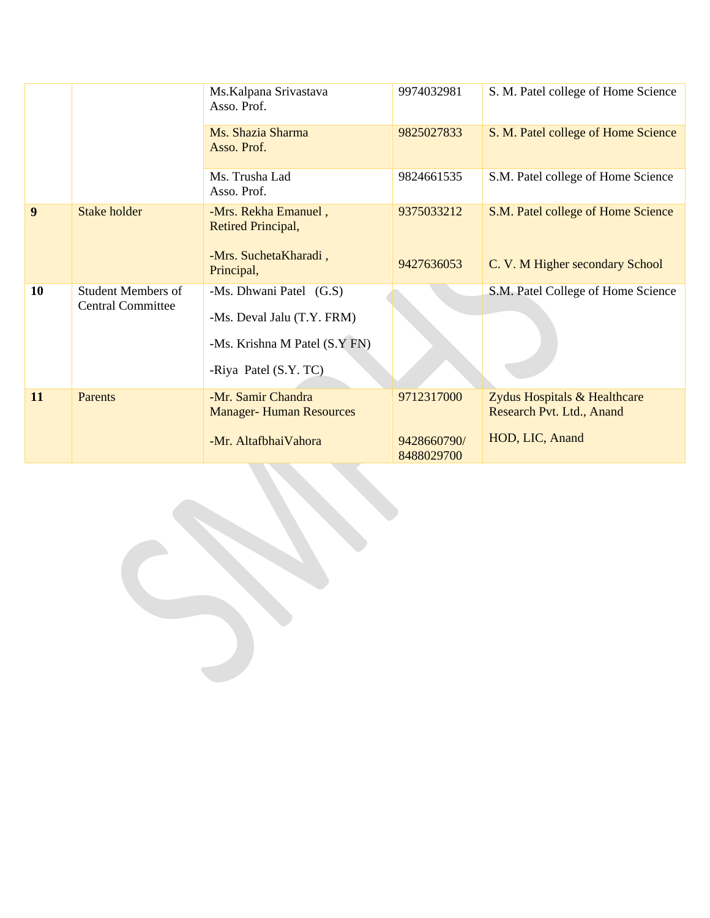| | | | | |
|---|---|---|---|---|
| | | Ms.Kalpana Srivastava<br>Asso. Prof. | 9974032981 | S. M. Patel college of Home Science |
| | | Ms. Shazia Sharma<br>Asso. Prof. | 9825027833 | S. M. Patel college of Home Science |
| | | Ms. Trusha Lad<br>Asso. Prof. | 9824661535 | S.M. Patel college of Home Science |
| **9** | Stake holder | -Mrs. Rekha Emanuel ,<br>Retired Principal,<br><br>-Mrs. SuchetaKharadi ,<br>Principal, | 9375033212<br><br>9427636053 | S.M. Patel college of Home Science<br><br>C. V. M Higher secondary School |
| **10** | Student Members of Central Committee | -Ms. Dhwani Patel (G.S)<br>-Ms. Deval Jalu (T.Y. FRM)<br>-Ms. Krishna M Patel (S.Y FN)<br>-Riya Patel (S.Y. TC) | | S.M. Patel College of Home Science |
| **11** | Parents | -Mr. Samir Chandra<br>Manager- Human Resources<br><br>-Mr. AltafbhaiVahora | 9712317000<br><br>9428660790/<br>8488029700 | Zydus Hospitals & Healthcare Research Pvt. Ltd., Anand<br><br>HOD, LIC, Anand |